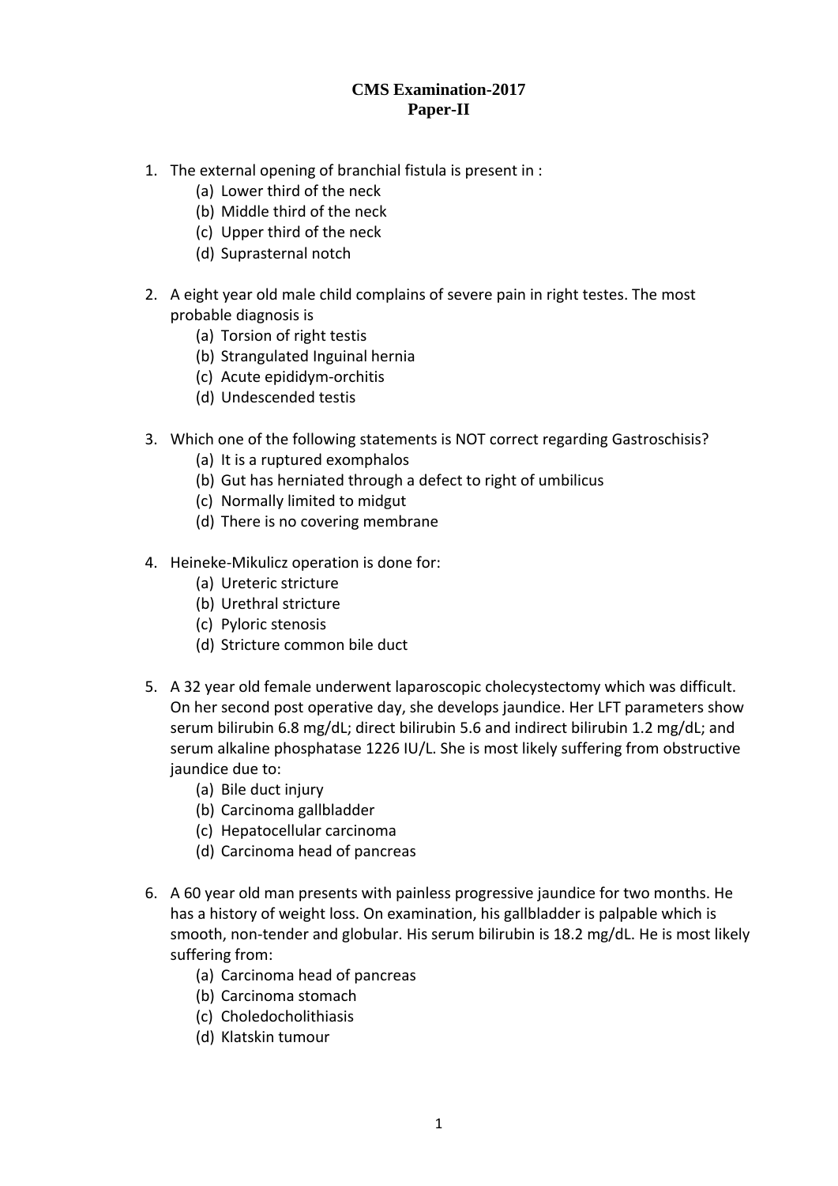# CMS Examination-2017
## Paper-II

1. The external opening of branchial fistula is present in :
   (a) Lower third of the neck
   (b) Middle third of the neck
   (c) Upper third of the neck
   (d) Suprasternal notch

2. A eight year old male child complains of severe pain in right testes. The most probable diagnosis is
   (a) Torsion of right testis
   (b) Strangulated Inguinal hernia
   (c) Acute epididym-orchitis
   (d) Undescended testis

3. Which one of the following statements is NOT correct regarding Gastroschisis?
   (a) It is a ruptured exomphalos
   (b) Gut has herniated through a defect to right of umbilicus
   (c) Normally limited to midgut
   (d) There is no covering membrane

4. Heineke-Mikulicz operation is done for:
   (a) Ureteric stricture
   (b) Urethral stricture
   (c) Pyloric stenosis
   (d) Stricture common bile duct

5. A 32 year old female underwent laparoscopic cholecystectomy which was difficult. On her second post operative day, she develops jaundice. Her LFT parameters show serum bilirubin 6.8 mg/dL; direct bilirubin 5.6 and indirect bilirubin 1.2 mg/dL; and serum alkaline phosphatase 1226 IU/L. She is most likely suffering from obstructive jaundice due to:
   (a) Bile duct injury
   (b) Carcinoma gallbladder
   (c) Hepatocellular carcinoma
   (d) Carcinoma head of pancreas

6. A 60 year old man presents with painless progressive jaundice for two months. He has a history of weight loss. On examination, his gallbladder is palpable which is smooth, non-tender and globular. His serum bilirubin is 18.2 mg/dL. He is most likely suffering from:
   (a) Carcinoma head of pancreas
   (b) Carcinoma stomach
   (c) Choledocholithiasis
   (d) Klatskin tumour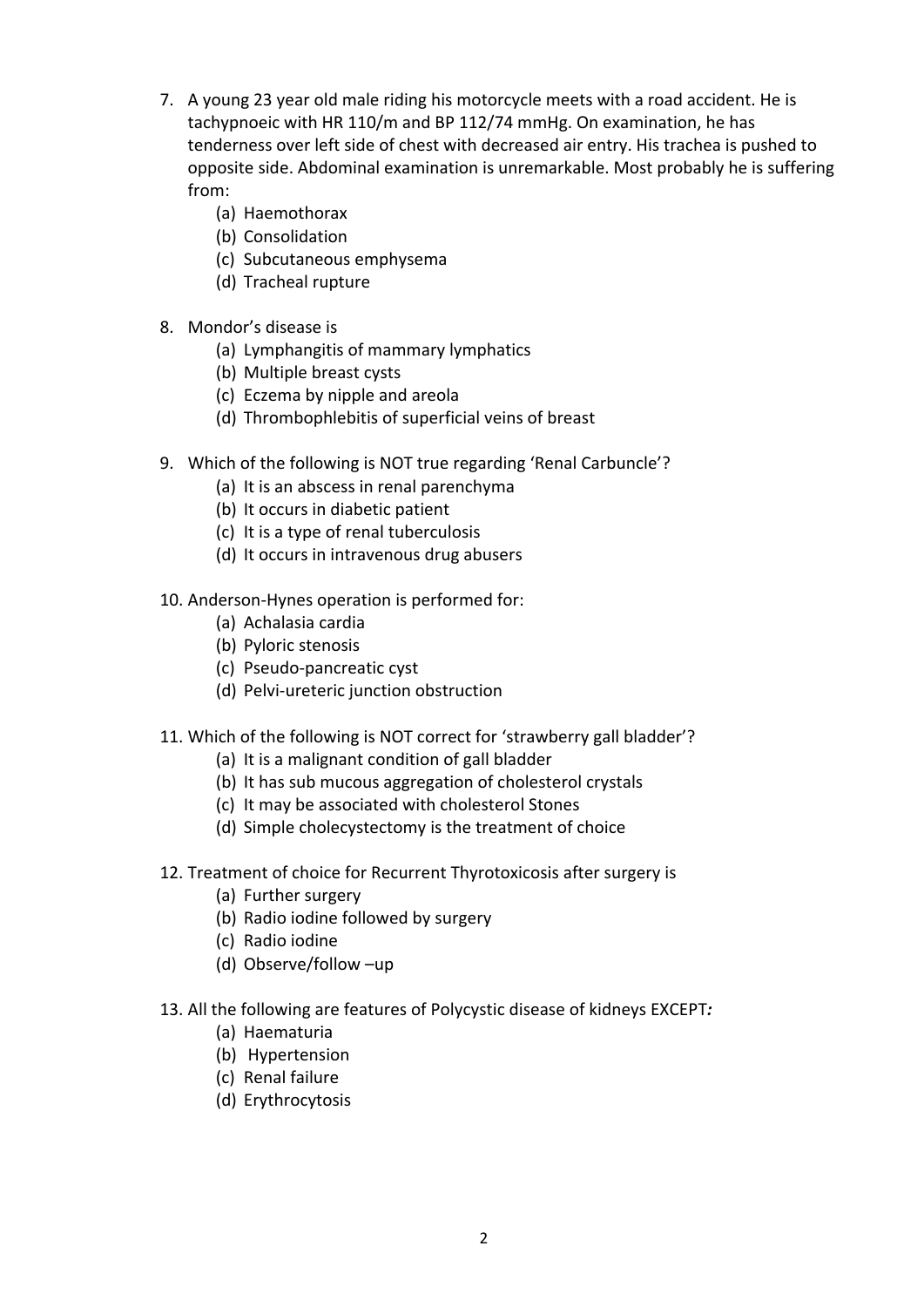7. A young 23 year old male riding his motorcycle meets with a road accident. He is tachypnoeic with HR 110/m and BP 112/74 mmHg. On examination, he has tenderness over left side of chest with decreased air entry. His trachea is pushed to opposite side. Abdominal examination is unremarkable. Most probably he is suffering from:
   - (a) Haemothorax
   - (b) Consolidation
   - (c) Subcutaneous emphysema
   - (d) Tracheal rupture

8. Mondor's disease is
   - (a) Lymphangitis of mammary lymphatics
   - (b) Multiple breast cysts
   - (c) Eczema by nipple and areola
   - (d) Thrombophlebitis of superficial veins of breast

9. Which of the following is NOT true regarding 'Renal Carbuncle'?
   - (a) It is an abscess in renal parenchyma
   - (b) It occurs in diabetic patient
   - (c) It is a type of renal tuberculosis
   - (d) It occurs in intravenous drug abusers

10. Anderson-Hynes operation is performed for:
    - (a) Achalasia cardia
    - (b) Pyloric stenosis
    - (c) Pseudo-pancreatic cyst
    - (d) Pelvi-ureteric junction obstruction

11. Which of the following is NOT correct for 'strawberry gall bladder'?
    - (a) It is a malignant condition of gall bladder
    - (b) It has sub mucous aggregation of cholesterol crystals
    - (c) It may be associated with cholesterol Stones
    - (d) Simple cholecystectomy is the treatment of choice

12. Treatment of choice for Recurrent Thyrotoxicosis after surgery is
    - (a) Further surgery
    - (b) Radio iodine followed by surgery
    - (c) Radio iodine
    - (d) Observe/follow –up

13. All the following are features of Polycystic disease of kidneys EXCEPT*:*
    - (a) Haematuria
    - (b) Hypertension
    - (c) Renal failure
    - (d) Erythrocytosis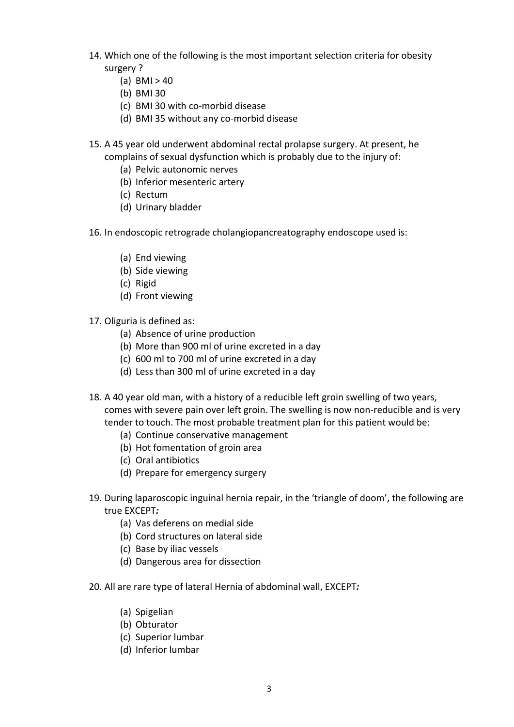14. Which one of the following is the most important selection criteria for obesity surgery ?
    (a) BMI > 40
    (b) BMI 30
    (c) BMI 30 with co-morbid disease
    (d) BMI 35 without any co-morbid disease

15. A 45 year old underwent abdominal rectal prolapse surgery. At present, he complains of sexual dysfunction which is probably due to the injury of:
    (a) Pelvic autonomic nerves
    (b) Inferior mesenteric artery
    (c) Rectum
    (d) Urinary bladder

16. In endoscopic retrograde cholangiopancreatography endoscope used is:
    (a) End viewing
    (b) Side viewing
    (c) Rigid
    (d) Front viewing

17. Oliguria is defined as:
    (a) Absence of urine production
    (b) More than 900 ml of urine excreted in a day
    (c) 600 ml to 700 ml of urine excreted in a day
    (d) Less than 300 ml of urine excreted in a day

18. A 40 year old man, with a history of a reducible left groin swelling of two years, comes with severe pain over left groin. The swelling is now non-reducible and is very tender to touch. The most probable treatment plan for this patient would be:
    (a) Continue conservative management
    (b) Hot fomentation of groin area
    (c) Oral antibiotics
    (d) Prepare for emergency surgery

19. During laparoscopic inguinal hernia repair, in the 'triangle of doom', the following are true EXCEPT*:*
    (a) Vas deferens on medial side
    (b) Cord structures on lateral side
    (c) Base by iliac vessels
    (d) Dangerous area for dissection

20. All are rare type of lateral Hernia of abdominal wall, EXCEPT*:*
    (a) Spigelian
    (b) Obturator
    (c) Superior lumbar
    (d) Inferior lumbar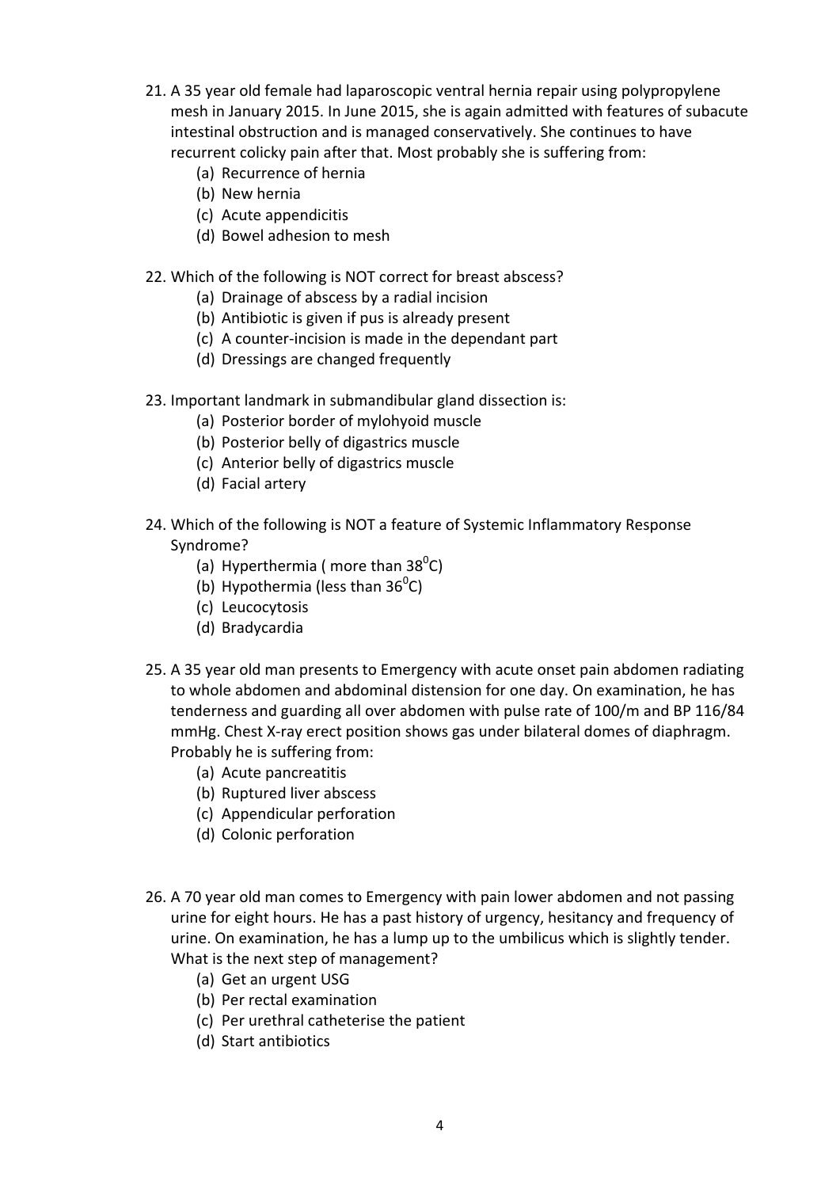21. A 35 year old female had laparoscopic ventral hernia repair using polypropylene mesh in January 2015. In June 2015, she is again admitted with features of subacute intestinal obstruction and is managed conservatively. She continues to have recurrent colicky pain after that. Most probably she is suffering from:
    (a) Recurrence of hernia
    (b) New hernia
    (c) Acute appendicitis
    (d) Bowel adhesion to mesh

22. Which of the following is NOT correct for breast abscess?
    (a) Drainage of abscess by a radial incision
    (b) Antibiotic is given if pus is already present
    (c) A counter-incision is made in the dependant part
    (d) Dressings are changed frequently

23. Important landmark in submandibular gland dissection is:
    (a) Posterior border of mylohyoid muscle
    (b) Posterior belly of digastrics muscle
    (c) Anterior belly of digastrics muscle
    (d) Facial artery

24. Which of the following is NOT a feature of Systemic Inflammatory Response Syndrome?
    (a) Hyperthermia ( more than $38^0$C)
    (b) Hypothermia (less than $36^0$C)
    (c) Leucocytosis
    (d) Bradycardia

25. A 35 year old man presents to Emergency with acute onset pain abdomen radiating to whole abdomen and abdominal distension for one day. On examination, he has tenderness and guarding all over abdomen with pulse rate of 100/m and BP 116/84 mmHg. Chest X-ray erect position shows gas under bilateral domes of diaphragm. Probably he is suffering from:
    (a) Acute pancreatitis
    (b) Ruptured liver abscess
    (c) Appendicular perforation
    (d) Colonic perforation

26. A 70 year old man comes to Emergency with pain lower abdomen and not passing urine for eight hours. He has a past history of urgency, hesitancy and frequency of urine. On examination, he has a lump up to the umbilicus which is slightly tender. What is the next step of management?
    (a) Get an urgent USG
    (b) Per rectal examination
    (c) Per urethral catheterise the patient
    (d) Start antibiotics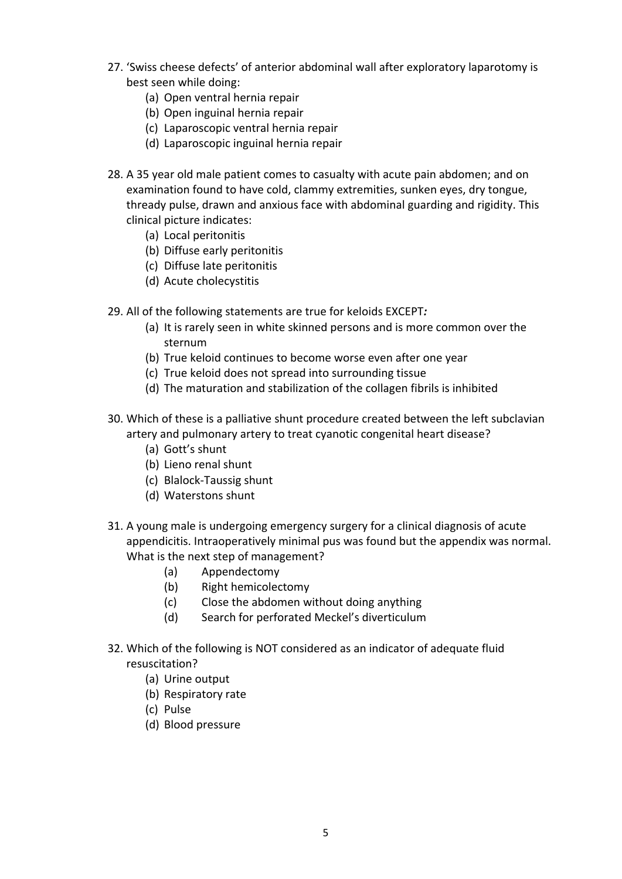27. 'Swiss cheese defects' of anterior abdominal wall after exploratory laparotomy is best seen while doing:
    (a) Open ventral hernia repair
    (b) Open inguinal hernia repair
    (c) Laparoscopic ventral hernia repair
    (d) Laparoscopic inguinal hernia repair

28. A 35 year old male patient comes to casualty with acute pain abdomen; and on examination found to have cold, clammy extremities, sunken eyes, dry tongue, thready pulse, drawn and anxious face with abdominal guarding and rigidity. This clinical picture indicates:
    (a) Local peritonitis
    (b) Diffuse early peritonitis
    (c) Diffuse late peritonitis
    (d) Acute cholecystitis

29. All of the following statements are true for keloids EXCEPT***:***
    (a) It is rarely seen in white skinned persons and is more common over the sternum
    (b) True keloid continues to become worse even after one year
    (c) True keloid does not spread into surrounding tissue
    (d) The maturation and stabilization of the collagen fibrils is inhibited

30. Which of these is a palliative shunt procedure created between the left subclavian artery and pulmonary artery to treat cyanotic congenital heart disease?
    (a) Gott's shunt
    (b) Lieno renal shunt
    (c) Blalock-Taussig shunt
    (d) Waterstons shunt

31. A young male is undergoing emergency surgery for a clinical diagnosis of acute appendicitis. Intraoperatively minimal pus was found but the appendix was normal. What is the next step of management?
    (a) Appendectomy
    (b) Right hemicolectomy
    (c) Close the abdomen without doing anything
    (d) Search for perforated Meckel's diverticulum

32. Which of the following is NOT considered as an indicator of adequate fluid resuscitation?
    (a) Urine output
    (b) Respiratory rate
    (c) Pulse
    (d) Blood pressure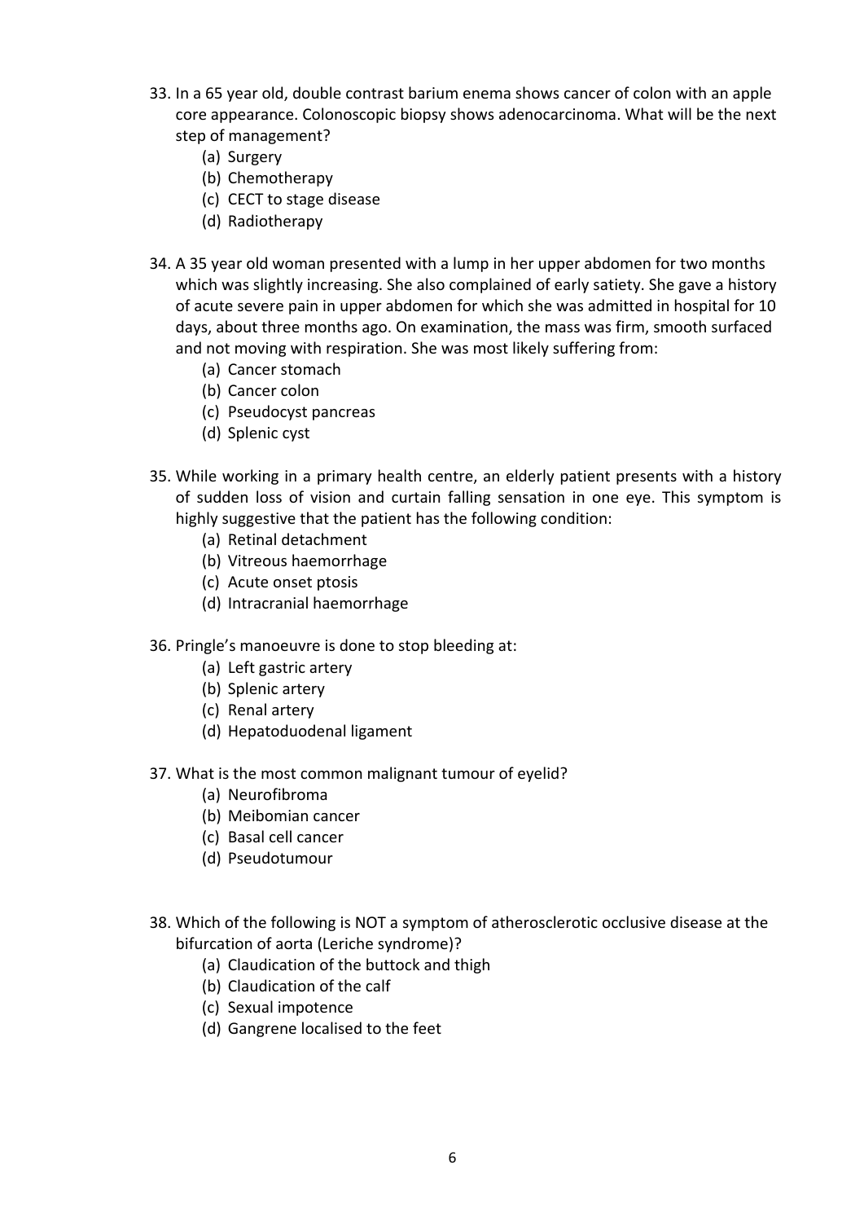33. In a 65 year old, double contrast barium enema shows cancer of colon with an apple core appearance. Colonoscopic biopsy shows adenocarcinoma. What will be the next step of management?
    - (a) Surgery
    - (b) Chemotherapy
    - (c) CECT to stage disease
    - (d) Radiotherapy

34. A 35 year old woman presented with a lump in her upper abdomen for two months which was slightly increasing. She also complained of early satiety. She gave a history of acute severe pain in upper abdomen for which she was admitted in hospital for 10 days, about three months ago. On examination, the mass was firm, smooth surfaced and not moving with respiration. She was most likely suffering from:
    - (a) Cancer stomach
    - (b) Cancer colon
    - (c) Pseudocyst pancreas
    - (d) Splenic cyst

35. While working in a primary health centre, an elderly patient presents with a history of sudden loss of vision and curtain falling sensation in one eye. This symptom is highly suggestive that the patient has the following condition:
    - (a) Retinal detachment
    - (b) Vitreous haemorrhage
    - (c) Acute onset ptosis
    - (d) Intracranial haemorrhage

36. Pringle's manoeuvre is done to stop bleeding at:
    - (a) Left gastric artery
    - (b) Splenic artery
    - (c) Renal artery
    - (d) Hepatoduodenal ligament

37. What is the most common malignant tumour of eyelid?
    - (a) Neurofibroma
    - (b) Meibomian cancer
    - (c) Basal cell cancer
    - (d) Pseudotumour

38. Which of the following is NOT a symptom of atherosclerotic occlusive disease at the bifurcation of aorta (Leriche syndrome)?
    - (a) Claudication of the buttock and thigh
    - (b) Claudication of the calf
    - (c) Sexual impotence
    - (d) Gangrene localised to the feet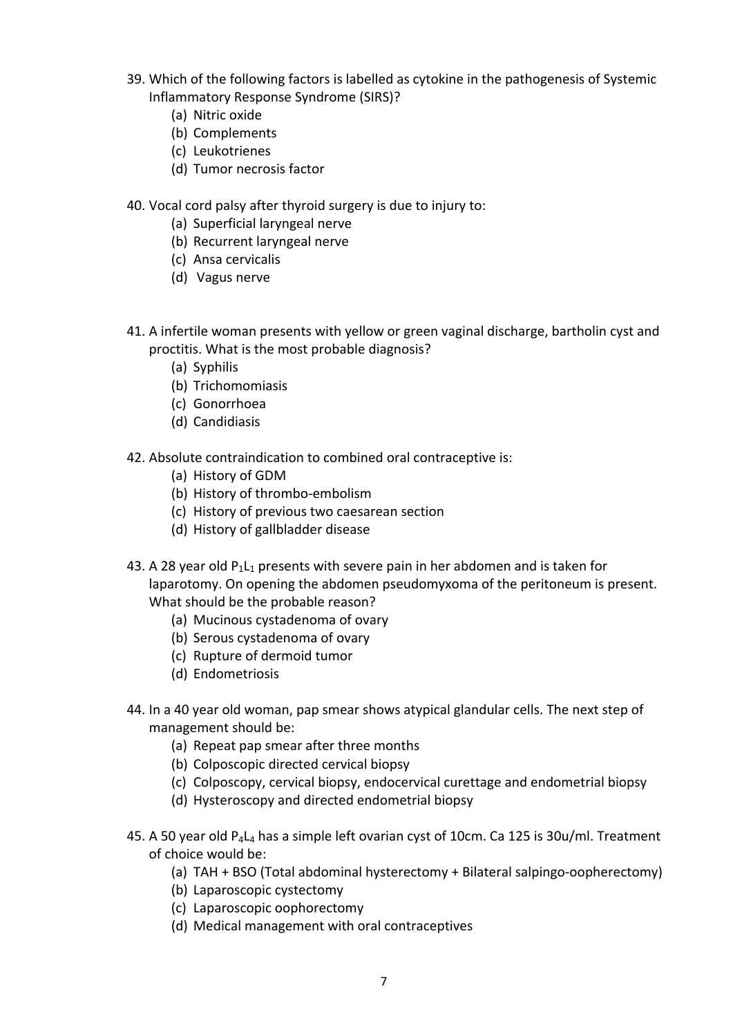39. Which of the following factors is labelled as cytokine in the pathogenesis of Systemic Inflammatory Response Syndrome (SIRS)?
    - (a) Nitric oxide
    - (b) Complements
    - (c) Leukotrienes
    - (d) Tumor necrosis factor

40. Vocal cord palsy after thyroid surgery is due to injury to:
    - (a) Superficial laryngeal nerve
    - (b) Recurrent laryngeal nerve
    - (c) Ansa cervicalis
    - (d) Vagus nerve

41. A infertile woman presents with yellow or green vaginal discharge, bartholin cyst and proctitis. What is the most probable diagnosis?
    - (a) Syphilis
    - (b) Trichomomiasis
    - (c) Gonorrhoea
    - (d) Candidiasis

42. Absolute contraindication to combined oral contraceptive is:
    - (a) History of GDM
    - (b) History of thrombo-embolism
    - (c) History of previous two caesarean section
    - (d) History of gallbladder disease

43. A 28 year old $P_1L_1$ presents with severe pain in her abdomen and is taken for laparotomy. On opening the abdomen pseudomyxoma of the peritoneum is present. What should be the probable reason?
    - (a) Mucinous cystadenoma of ovary
    - (b) Serous cystadenoma of ovary
    - (c) Rupture of dermoid tumor
    - (d) Endometriosis

44. In a 40 year old woman, pap smear shows atypical glandular cells. The next step of management should be:
    - (a) Repeat pap smear after three months
    - (b) Colposcopic directed cervical biopsy
    - (c) Colposcopy, cervical biopsy, endocervical curettage and endometrial biopsy
    - (d) Hysteroscopy and directed endometrial biopsy

45. A 50 year old $P_4L_4$ has a simple left ovarian cyst of 10cm. Ca 125 is 30u/ml. Treatment of choice would be:
    - (a) TAH + BSO (Total abdominal hysterectomy + Bilateral salpingo-oopherectomy)
    - (b) Laparoscopic cystectomy
    - (c) Laparoscopic oophorectomy
    - (d) Medical management with oral contraceptives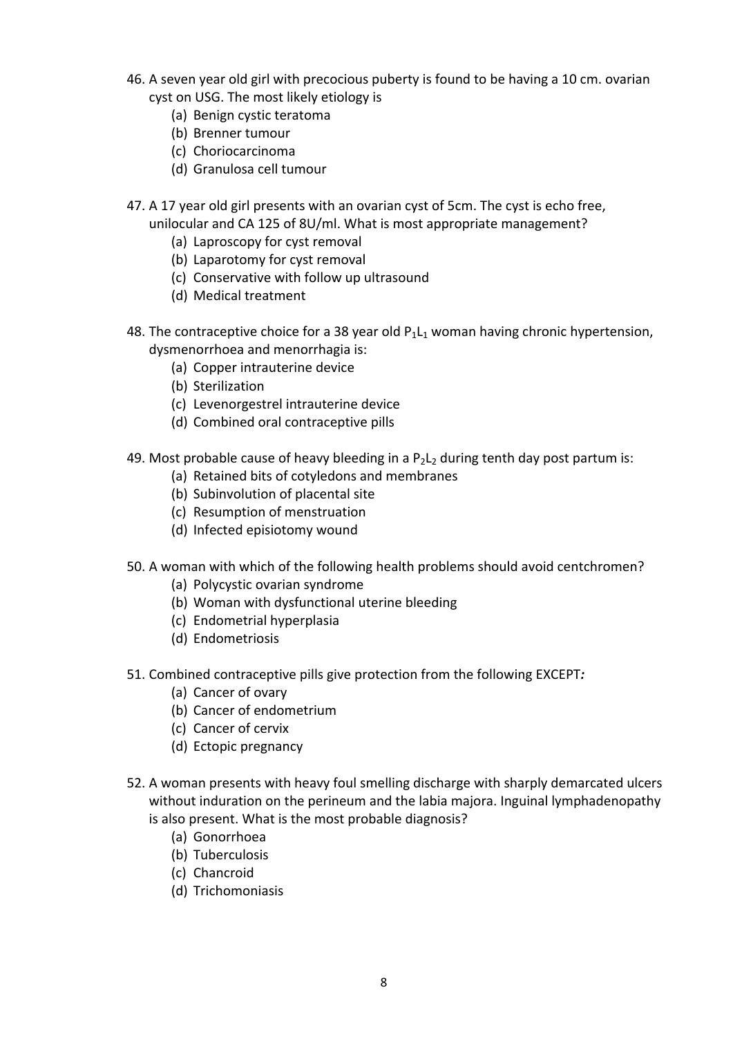46. A seven year old girl with precocious puberty is found to be having a 10 cm. ovarian cyst on USG. The most likely etiology is
    - (a) Benign cystic teratoma
    - (b) Brenner tumour
    - (c) Choriocarcinoma
    - (d) Granulosa cell tumour

47. A 17 year old girl presents with an ovarian cyst of 5cm. The cyst is echo free, unilocular and CA 125 of 8U/ml. What is most appropriate management?
    - (a) Laproscopy for cyst removal
    - (b) Laparotomy for cyst removal
    - (c) Conservative with follow up ultrasound
    - (d) Medical treatment

48. The contraceptive choice for a 38 year old $P_1L_1$ woman having chronic hypertension, dysmenorrhoea and menorrhagia is:
    - (a) Copper intrauterine device
    - (b) Sterilization
    - (c) Levenorgestrel intrauterine device
    - (d) Combined oral contraceptive pills

49. Most probable cause of heavy bleeding in a $P_2L_2$ during tenth day post partum is:
    - (a) Retained bits of cotyledons and membranes
    - (b) Subinvolution of placental site
    - (c) Resumption of menstruation
    - (d) Infected episiotomy wound

50. A woman with which of the following health problems should avoid centchromen?
    - (a) Polycystic ovarian syndrome
    - (b) Woman with dysfunctional uterine bleeding
    - (c) Endometrial hyperplasia
    - (d) Endometriosis

51. Combined contraceptive pills give protection from the following EXCEPT***:***
    - (a) Cancer of ovary
    - (b) Cancer of endometrium
    - (c) Cancer of cervix
    - (d) Ectopic pregnancy

52. A woman presents with heavy foul smelling discharge with sharply demarcated ulcers without induration on the perineum and the labia majora. Inguinal lymphadenopathy is also present. What is the most probable diagnosis?
    - (a) Gonorrhoea
    - (b) Tuberculosis
    - (c) Chancroid
    - (d) Trichomoniasis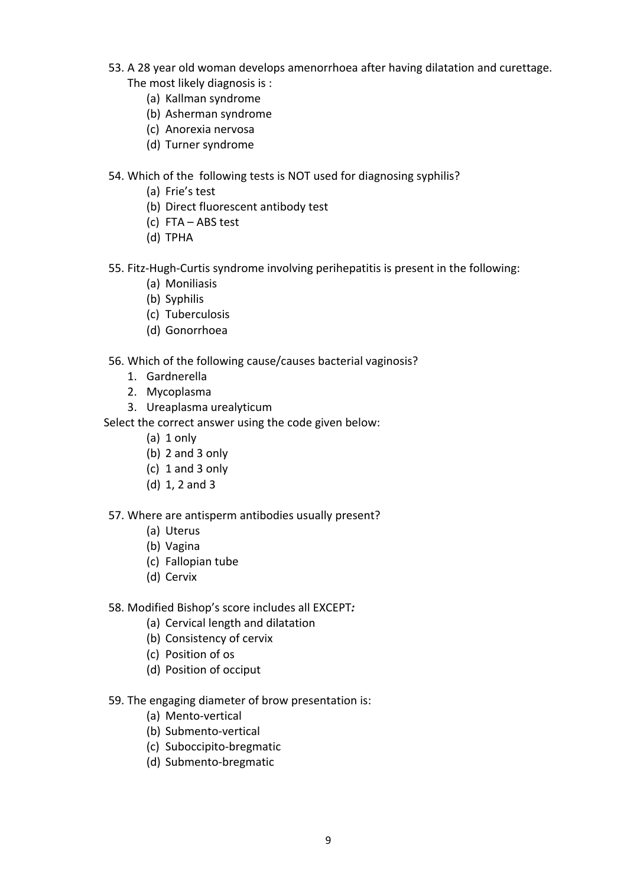53. A 28 year old woman develops amenorrhoea after having dilatation and curettage. The most likely diagnosis is :
    - (a) Kallman syndrome
    - (b) Asherman syndrome
    - (c) Anorexia nervosa
    - (d) Turner syndrome

54. Which of the following tests is NOT used for diagnosing syphilis?
    - (a) Frie's test
    - (b) Direct fluorescent antibody test
    - (c) FTA – ABS test
    - (d) TPHA

55. Fitz-Hugh-Curtis syndrome involving perihepatitis is present in the following:
    - (a) Moniliasis
    - (b) Syphilis
    - (c) Tuberculosis
    - (d) Gonorrhoea

56. Which of the following cause/causes bacterial vaginosis?
    1. Gardnerella
    2. Mycoplasma
    3. Ureaplasma urealyticum

    Select the correct answer using the code given below:
    - (a) 1 only
    - (b) 2 and 3 only
    - (c) 1 and 3 only
    - (d) 1, 2 and 3

57. Where are antisperm antibodies usually present?
    - (a) Uterus
    - (b) Vagina
    - (c) Fallopian tube
    - (d) Cervix

58. Modified Bishop's score includes all EXCEPT*:*
    - (a) Cervical length and dilatation
    - (b) Consistency of cervix
    - (c) Position of os
    - (d) Position of occiput

59. The engaging diameter of brow presentation is:
    - (a) Mento-vertical
    - (b) Submento-vertical
    - (c) Suboccipito-bregmatic
    - (d) Submento-bregmatic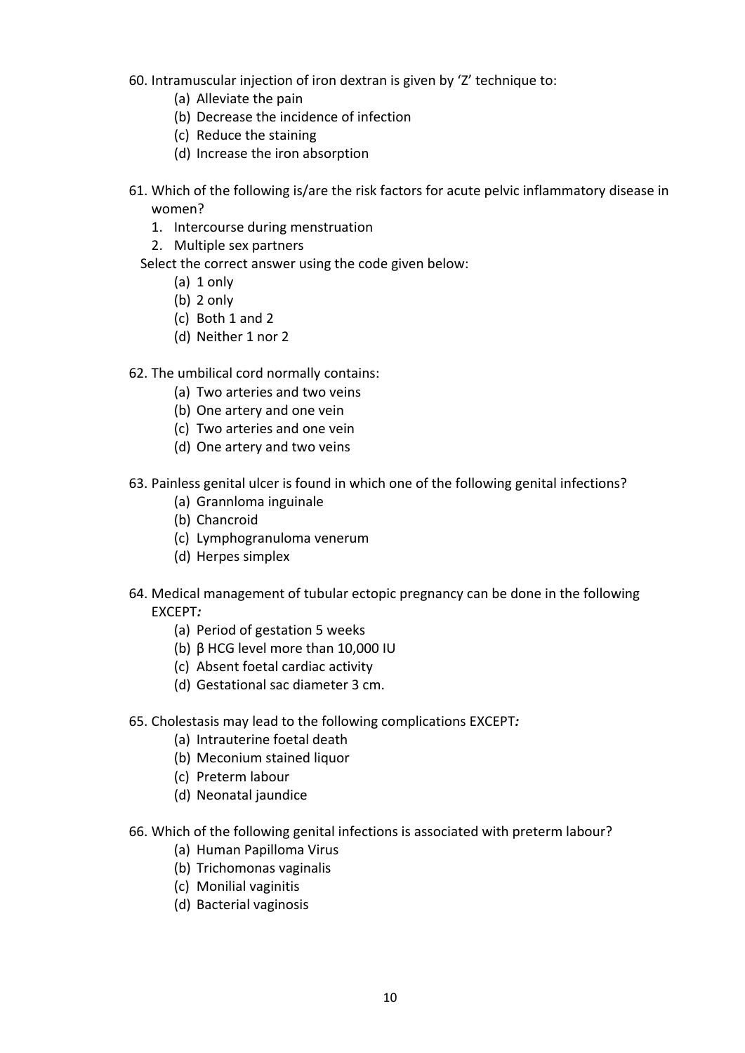60. Intramuscular injection of iron dextran is given by 'Z' technique to:
    - (a) Alleviate the pain
    - (b) Decrease the incidence of infection
    - (c) Reduce the staining
    - (d) Increase the iron absorption

61. Which of the following is/are the risk factors for acute pelvic inflammatory disease in women?
    1. Intercourse during menstruation
    2. Multiple sex partners

    Select the correct answer using the code given below:
    - (a) 1 only
    - (b) 2 only
    - (c) Both 1 and 2
    - (d) Neither 1 nor 2

62. The umbilical cord normally contains:
    - (a) Two arteries and two veins
    - (b) One artery and one vein
    - (c) Two arteries and one vein
    - (d) One artery and two veins

63. Painless genital ulcer is found in which one of the following genital infections?
    - (a) Grannloma inguinale
    - (b) Chancroid
    - (c) Lymphogranuloma venerum
    - (d) Herpes simplex

64. Medical management of tubular ectopic pregnancy can be done in the following EXCEPT***:***
    - (a) Period of gestation 5 weeks
    - (b) β HCG level more than 10,000 IU
    - (c) Absent foetal cardiac activity
    - (d) Gestational sac diameter 3 cm.

65. Cholestasis may lead to the following complications EXCEPT***:***
    - (a) Intrauterine foetal death
    - (b) Meconium stained liquor
    - (c) Preterm labour
    - (d) Neonatal jaundice

66. Which of the following genital infections is associated with preterm labour?
    - (a) Human Papilloma Virus
    - (b) Trichomonas vaginalis
    - (c) Monilial vaginitis
    - (d) Bacterial vaginosis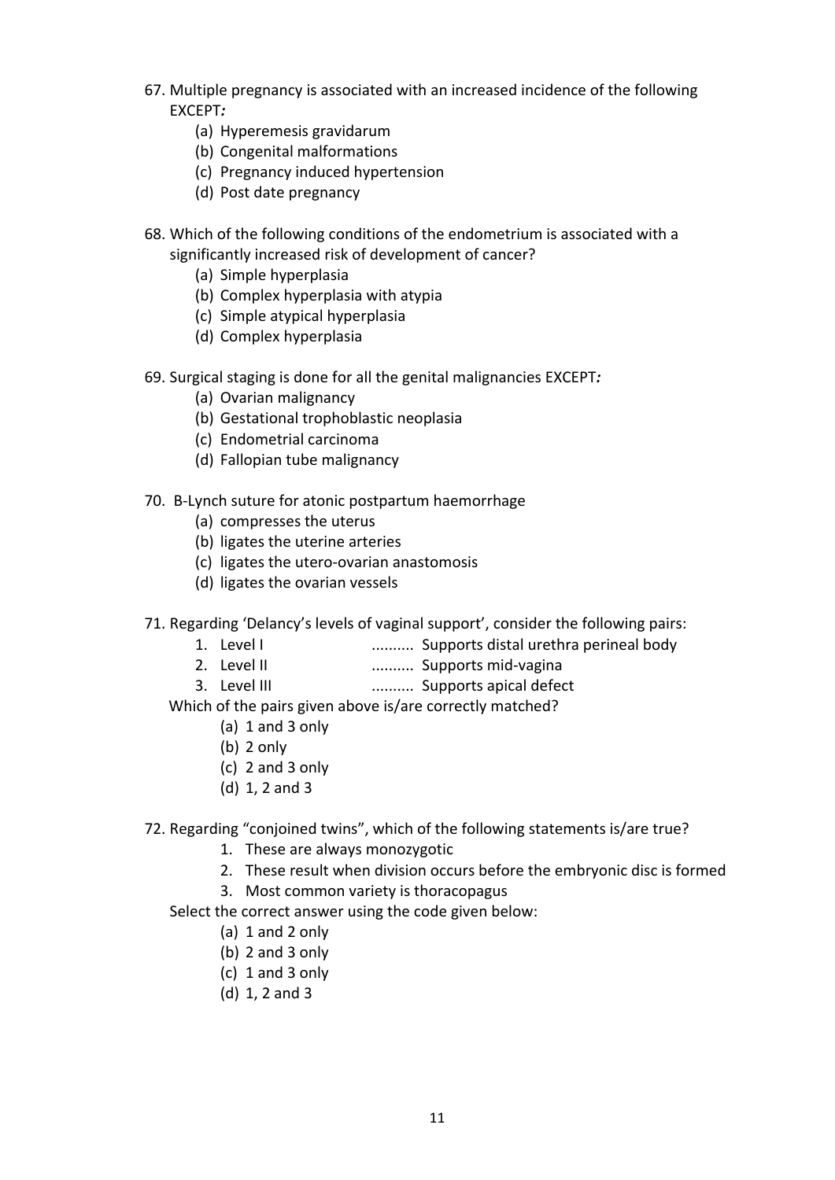67. Multiple pregnancy is associated with an increased incidence of the following EXCEPT***:***
    - (a) Hyperemesis gravidarum
    - (b) Congenital malformations
    - (c) Pregnancy induced hypertension
    - (d) Post date pregnancy

68. Which of the following conditions of the endometrium is associated with a significantly increased risk of development of cancer?
    - (a) Simple hyperplasia
    - (b) Complex hyperplasia with atypia
    - (c) Simple atypical hyperplasia
    - (d) Complex hyperplasia

69. Surgical staging is done for all the genital malignancies EXCEPT***:***
    - (a) Ovarian malignancy
    - (b) Gestational trophoblastic neoplasia
    - (c) Endometrial carcinoma
    - (d) Fallopian tube malignancy

70. B-Lynch suture for atonic postpartum haemorrhage
    - (a) compresses the uterus
    - (b) ligates the uterine arteries
    - (c) ligates the utero-ovarian anastomosis
    - (d) ligates the ovarian vessels

71. Regarding 'Delancy's levels of vaginal support', consider the following pairs:
    1. Level I .......... Supports distal urethra perineal body
    2. Level II .......... Supports mid-vagina
    3. Level III .......... Supports apical defect

    Which of the pairs given above is/are correctly matched?
    - (a) 1 and 3 only
    - (b) 2 only
    - (c) 2 and 3 only
    - (d) 1, 2 and 3

72. Regarding "conjoined twins", which of the following statements is/are true?
    1. These are always monozygotic
    2. These result when division occurs before the embryonic disc is formed
    3. Most common variety is thoracopagus

    Select the correct answer using the code given below:
    - (a) 1 and 2 only
    - (b) 2 and 3 only
    - (c) 1 and 3 only
    - (d) 1, 2 and 3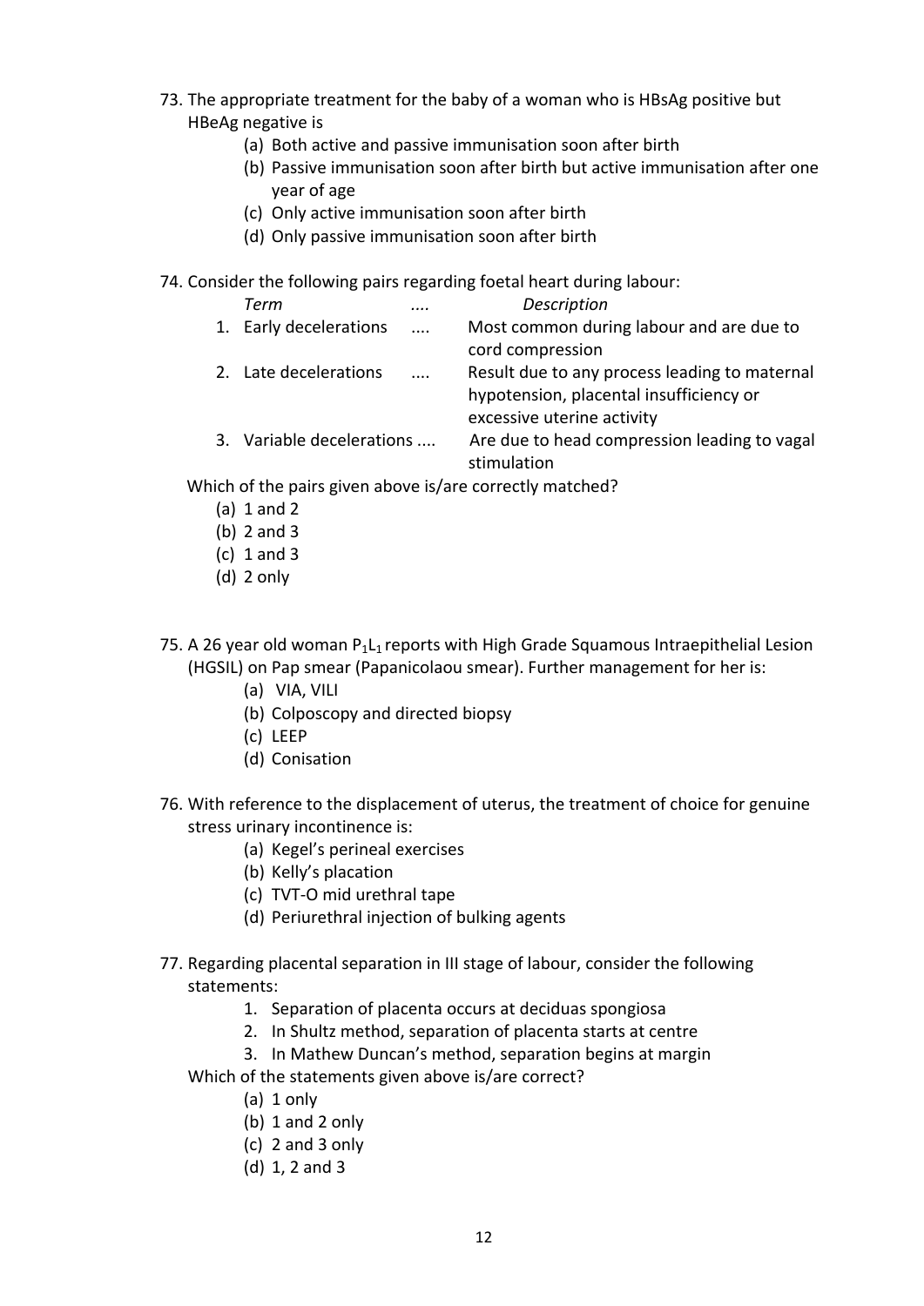73. The appropriate treatment for the baby of a woman who is HBsAg positive but HBeAg negative is
    (a) Both active and passive immunisation soon after birth
    (b) Passive immunisation soon after birth but active immunisation after one year of age
    (c) Only active immunisation soon after birth
    (d) Only passive immunisation soon after birth

74. Consider the following pairs regarding foetal heart during labour:

| | *Term* | .... | *Description* |
|---|---|---|---|
| 1. | Early decelerations | .... | Most common during labour and are due to cord compression |
| 2. | Late decelerations | .... | Result due to any process leading to maternal hypotension, placental insufficiency or excessive uterine activity |
| 3. | Variable decelerations | .... | Are due to head compression leading to vagal stimulation |

Which of the pairs given above is/are correctly matched?
   (a) 1 and 2
   (b) 2 and 3
   (c) 1 and 3
   (d) 2 only

75. A 26 year old woman $P_1L_1$ reports with High Grade Squamous Intraepithelial Lesion (HGSIL) on Pap smear (Papanicolaou smear). Further management for her is:
    (a) VIA, VILI
    (b) Colposcopy and directed biopsy
    (c) LEEP
    (d) Conisation

76. With reference to the displacement of uterus, the treatment of choice for genuine stress urinary incontinence is:
    (a) Kegel's perineal exercises
    (b) Kelly's placation
    (c) TVT-O mid urethral tape
    (d) Periurethral injection of bulking agents

77. Regarding placental separation in III stage of labour, consider the following statements:
    1. Separation of placenta occurs at deciduas spongiosa
    2. In Shultz method, separation of placenta starts at centre
    3. In Mathew Duncan's method, separation begins at margin

    Which of the statements given above is/are correct?
    (a) 1 only
    (b) 1 and 2 only
    (c) 2 and 3 only
    (d) 1, 2 and 3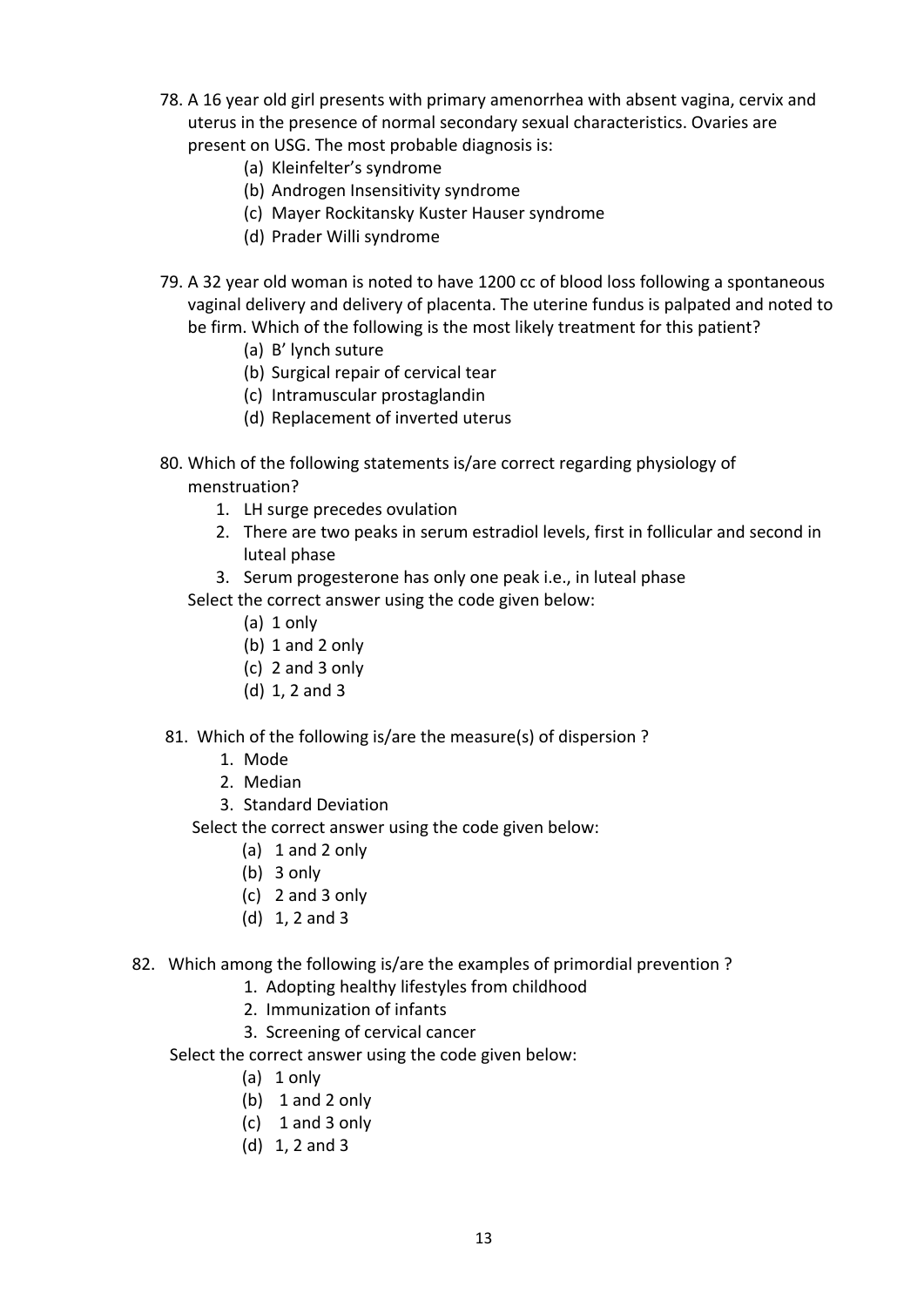78. A 16 year old girl presents with primary amenorrhea with absent vagina, cervix and uterus in the presence of normal secondary sexual characteristics. Ovaries are present on USG. The most probable diagnosis is:
    - (a) Kleinfelter's syndrome
    - (b) Androgen Insensitivity syndrome
    - (c) Mayer Rockitansky Kuster Hauser syndrome
    - (d) Prader Willi syndrome

79. A 32 year old woman is noted to have 1200 cc of blood loss following a spontaneous vaginal delivery and delivery of placenta. The uterine fundus is palpated and noted to be firm. Which of the following is the most likely treatment for this patient?
    - (a) B' lynch suture
    - (b) Surgical repair of cervical tear
    - (c) Intramuscular prostaglandin
    - (d) Replacement of inverted uterus

80. Which of the following statements is/are correct regarding physiology of menstruation?
    1. LH surge precedes ovulation
    2. There are two peaks in serum estradiol levels, first in follicular and second in luteal phase
    3. Serum progesterone has only one peak i.e., in luteal phase

    Select the correct answer using the code given below:
    - (a) 1 only
    - (b) 1 and 2 only
    - (c) 2 and 3 only
    - (d) 1, 2 and 3

81. Which of the following is/are the measure(s) of dispersion ?
    1. Mode
    2. Median
    3. Standard Deviation

    Select the correct answer using the code given below:
    - (a) 1 and 2 only
    - (b) 3 only
    - (c) 2 and 3 only
    - (d) 1, 2 and 3

82. Which among the following is/are the examples of primordial prevention ?
    1. Adopting healthy lifestyles from childhood
    2. Immunization of infants
    3. Screening of cervical cancer

    Select the correct answer using the code given below:
    - (a) 1 only
    - (b) 1 and 2 only
    - (c) 1 and 3 only
    - (d) 1, 2 and 3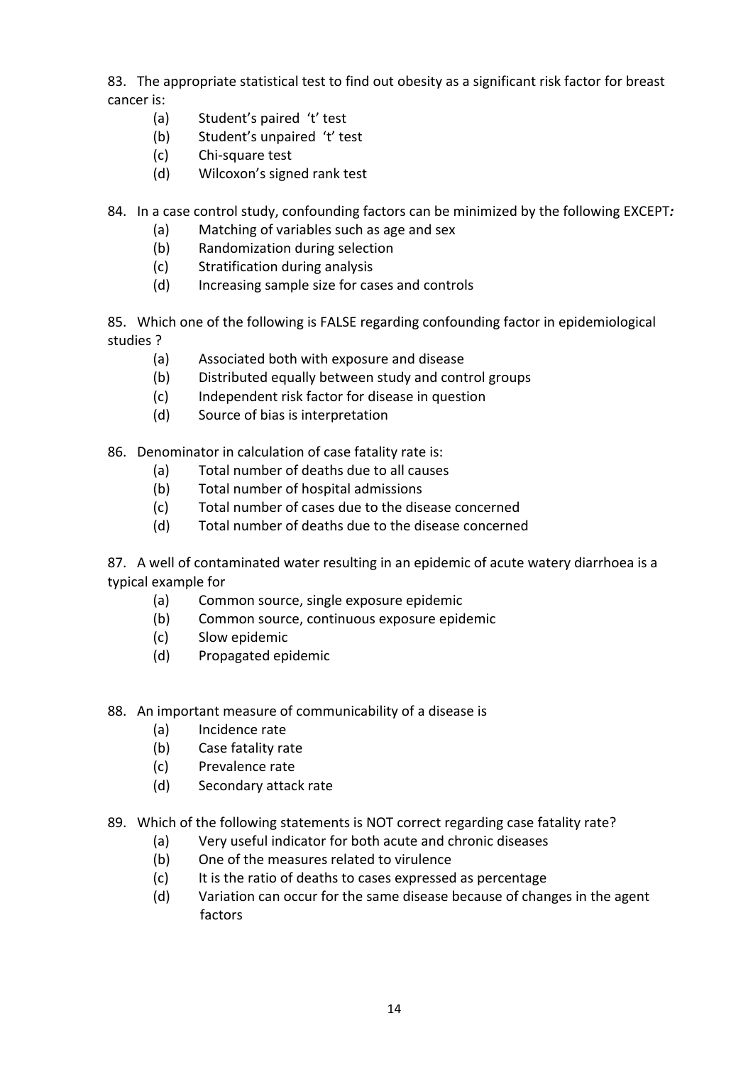83. The appropriate statistical test to find out obesity as a significant risk factor for breast cancer is:

(a) Student's paired 't' test
(b) Student's unpaired 't' test
(c) Chi-square test
(d) Wilcoxon's signed rank test

84. In a case control study, confounding factors can be minimized by the following EXCEPT*:*

(a) Matching of variables such as age and sex
(b) Randomization during selection
(c) Stratification during analysis
(d) Increasing sample size for cases and controls

85. Which one of the following is FALSE regarding confounding factor in epidemiological studies ?

(a) Associated both with exposure and disease
(b) Distributed equally between study and control groups
(c) Independent risk factor for disease in question
(d) Source of bias is interpretation

86. Denominator in calculation of case fatality rate is:

(a) Total number of deaths due to all causes
(b) Total number of hospital admissions
(c) Total number of cases due to the disease concerned
(d) Total number of deaths due to the disease concerned

87. A well of contaminated water resulting in an epidemic of acute watery diarrhoea is a typical example for

(a) Common source, single exposure epidemic
(b) Common source, continuous exposure epidemic
(c) Slow epidemic
(d) Propagated epidemic

88. An important measure of communicability of a disease is

(a) Incidence rate
(b) Case fatality rate
(c) Prevalence rate
(d) Secondary attack rate

89. Which of the following statements is NOT correct regarding case fatality rate?

(a) Very useful indicator for both acute and chronic diseases
(b) One of the measures related to virulence
(c) It is the ratio of deaths to cases expressed as percentage
(d) Variation can occur for the same disease because of changes in the agent factors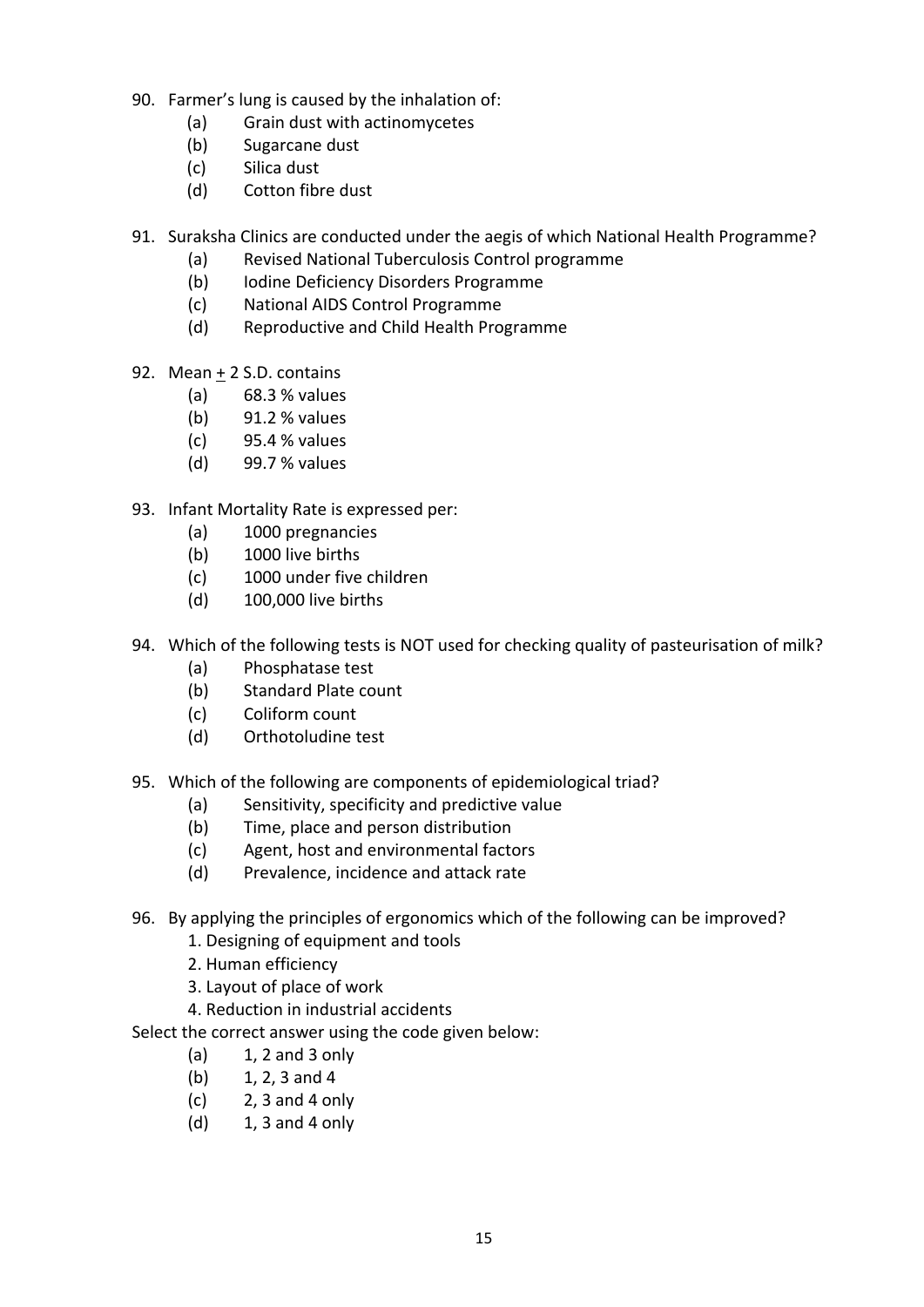90. Farmer's lung is caused by the inhalation of:
    - (a) Grain dust with actinomycetes
    - (b) Sugarcane dust
    - (c) Silica dust
    - (d) Cotton fibre dust

91. Suraksha Clinics are conducted under the aegis of which National Health Programme?
    - (a) Revised National Tuberculosis Control programme
    - (b) Iodine Deficiency Disorders Programme
    - (c) National AIDS Control Programme
    - (d) Reproductive and Child Health Programme

92. Mean $\pm$ 2 S.D. contains
    - (a) 68.3 % values
    - (b) 91.2 % values
    - (c) 95.4 % values
    - (d) 99.7 % values

93. Infant Mortality Rate is expressed per:
    - (a) 1000 pregnancies
    - (b) 1000 live births
    - (c) 1000 under five children
    - (d) 100,000 live births

94. Which of the following tests is NOT used for checking quality of pasteurisation of milk?
    - (a) Phosphatase test
    - (b) Standard Plate count
    - (c) Coliform count
    - (d) Orthotoludine test

95. Which of the following are components of epidemiological triad?
    - (a) Sensitivity, specificity and predictive value
    - (b) Time, place and person distribution
    - (c) Agent, host and environmental factors
    - (d) Prevalence, incidence and attack rate

96. By applying the principles of ergonomics which of the following can be improved?
    1. Designing of equipment and tools
    2. Human efficiency
    3. Layout of place of work
    4. Reduction in industrial accidents

    Select the correct answer using the code given below:
    - (a) 1, 2 and 3 only
    - (b) 1, 2, 3 and 4
    - (c) 2, 3 and 4 only
    - (d) 1, 3 and 4 only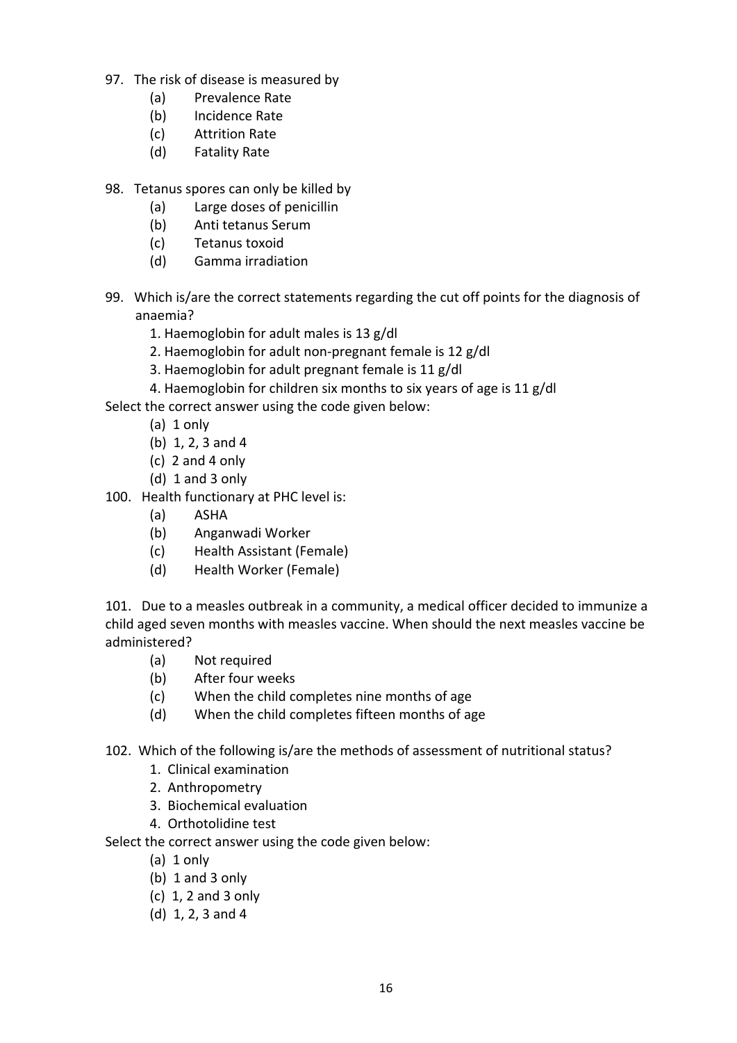97. The risk of disease is measured by
    (a) Prevalence Rate
    (b) Incidence Rate
    (c) Attrition Rate
    (d) Fatality Rate

98. Tetanus spores can only be killed by
    (a) Large doses of penicillin
    (b) Anti tetanus Serum
    (c) Tetanus toxoid
    (d) Gamma irradiation

99. Which is/are the correct statements regarding the cut off points for the diagnosis of anaemia?
    1. Haemoglobin for adult males is 13 g/dl
    2. Haemoglobin for adult non-pregnant female is 12 g/dl
    3. Haemoglobin for adult pregnant female is 11 g/dl
    4. Haemoglobin for children six months to six years of age is 11 g/dl

Select the correct answer using the code given below:
    (a) 1 only
    (b) 1, 2, 3 and 4
    (c) 2 and 4 only
    (d) 1 and 3 only

100. Health functionary at PHC level is:
    (a) ASHA
    (b) Anganwadi Worker
    (c) Health Assistant (Female)
    (d) Health Worker (Female)

101. Due to a measles outbreak in a community, a medical officer decided to immunize a child aged seven months with measles vaccine. When should the next measles vaccine be administered?
    (a) Not required
    (b) After four weeks
    (c) When the child completes nine months of age
    (d) When the child completes fifteen months of age

102. Which of the following is/are the methods of assessment of nutritional status?
    1. Clinical examination
    2. Anthropometry
    3. Biochemical evaluation
    4. Orthotolidine test

Select the correct answer using the code given below:
    (a) 1 only
    (b) 1 and 3 only
    (c) 1, 2 and 3 only
    (d) 1, 2, 3 and 4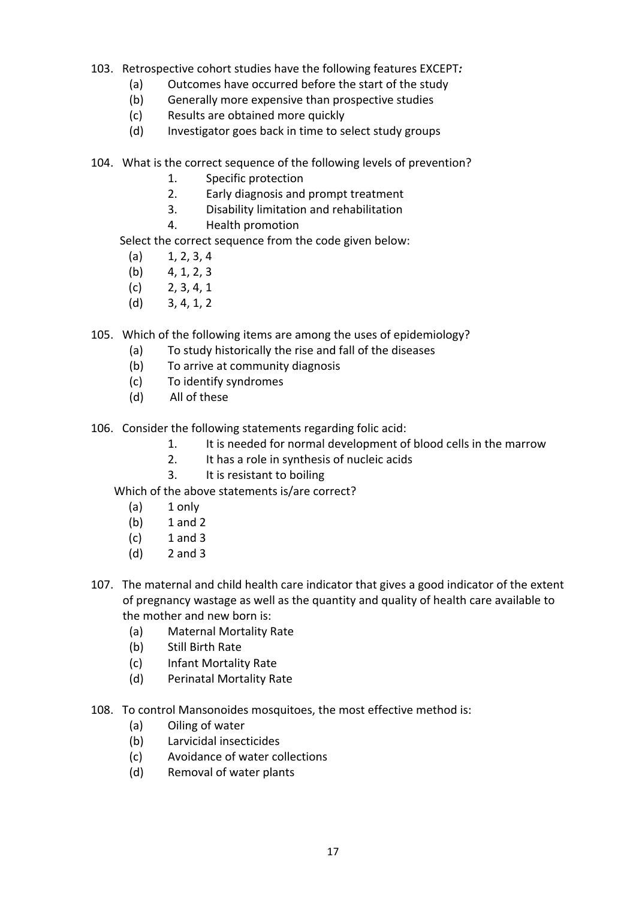103. Retrospective cohort studies have the following features EXCEPT*:*
   (a) Outcomes have occurred before the start of the study
   (b) Generally more expensive than prospective studies
   (c) Results are obtained more quickly
   (d) Investigator goes back in time to select study groups

104. What is the correct sequence of the following levels of prevention?
   1. Specific protection
   2. Early diagnosis and prompt treatment
   3. Disability limitation and rehabilitation
   4. Health promotion

   Select the correct sequence from the code given below:
   (a) 1, 2, 3, 4
   (b) 4, 1, 2, 3
   (c) 2, 3, 4, 1
   (d) 3, 4, 1, 2

105. Which of the following items are among the uses of epidemiology?
   (a) To study historically the rise and fall of the diseases
   (b) To arrive at community diagnosis
   (c) To identify syndromes
   (d) All of these

106. Consider the following statements regarding folic acid:
   1. It is needed for normal development of blood cells in the marrow
   2. It has a role in synthesis of nucleic acids
   3. It is resistant to boiling

   Which of the above statements is/are correct?
   (a) 1 only
   (b) 1 and 2
   (c) 1 and 3
   (d) 2 and 3

107. The maternal and child health care indicator that gives a good indicator of the extent of pregnancy wastage as well as the quantity and quality of health care available to the mother and new born is:
   (a) Maternal Mortality Rate
   (b) Still Birth Rate
   (c) Infant Mortality Rate
   (d) Perinatal Mortality Rate

108. To control Mansonoides mosquitoes, the most effective method is:
   (a) Oiling of water
   (b) Larvicidal insecticides
   (c) Avoidance of water collections
   (d) Removal of water plants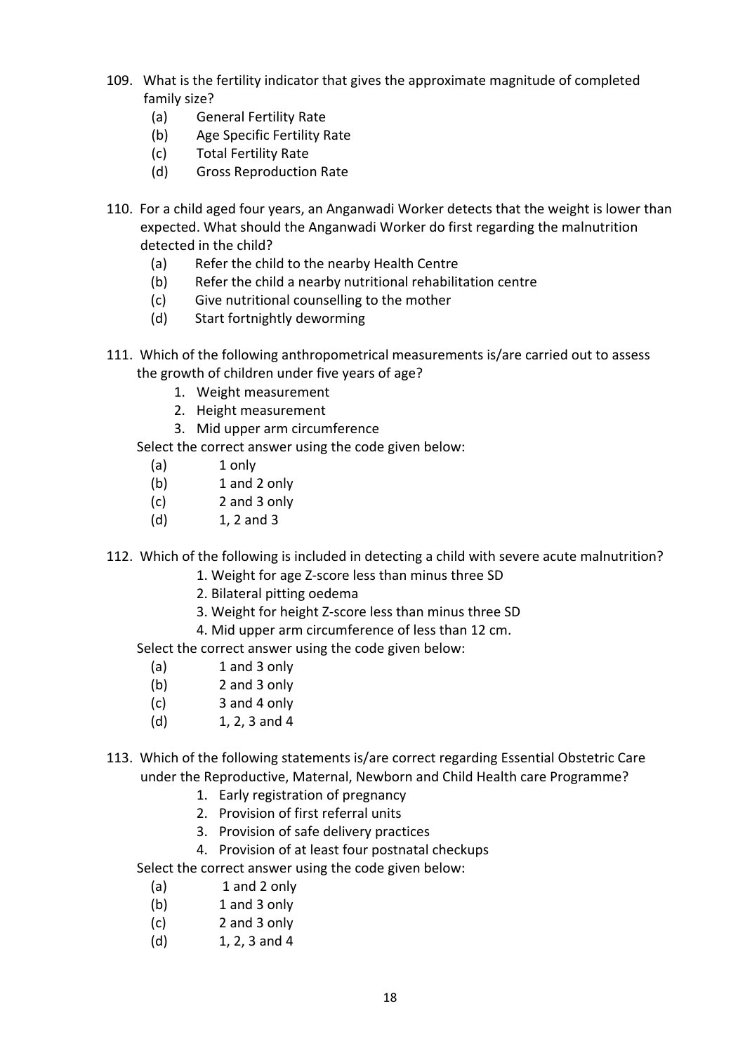109. What is the fertility indicator that gives the approximate magnitude of completed family size?

    (a) General Fertility Rate
    (b) Age Specific Fertility Rate
    (c) Total Fertility Rate
    (d) Gross Reproduction Rate

110. For a child aged four years, an Anganwadi Worker detects that the weight is lower than expected. What should the Anganwadi Worker do first regarding the malnutrition detected in the child?

    (a) Refer the child to the nearby Health Centre
    (b) Refer the child a nearby nutritional rehabilitation centre
    (c) Give nutritional counselling to the mother
    (d) Start fortnightly deworming

111. Which of the following anthropometrical measurements is/are carried out to assess the growth of children under five years of age?

    1. Weight measurement
    2. Height measurement
    3. Mid upper arm circumference

    Select the correct answer using the code given below:

    (a) 1 only
    (b) 1 and 2 only
    (c) 2 and 3 only
    (d) 1, 2 and 3

112. Which of the following is included in detecting a child with severe acute malnutrition?

    1. Weight for age Z-score less than minus three SD
    2. Bilateral pitting oedema
    3. Weight for height Z-score less than minus three SD
    4. Mid upper arm circumference of less than 12 cm.

    Select the correct answer using the code given below:

    (a) 1 and 3 only
    (b) 2 and 3 only
    (c) 3 and 4 only
    (d) 1, 2, 3 and 4

113. Which of the following statements is/are correct regarding Essential Obstetric Care under the Reproductive, Maternal, Newborn and Child Health care Programme?

    1. Early registration of pregnancy
    2. Provision of first referral units
    3. Provision of safe delivery practices
    4. Provision of at least four postnatal checkups

    Select the correct answer using the code given below:

    (a) 1 and 2 only
    (b) 1 and 3 only
    (c) 2 and 3 only
    (d) 1, 2, 3 and 4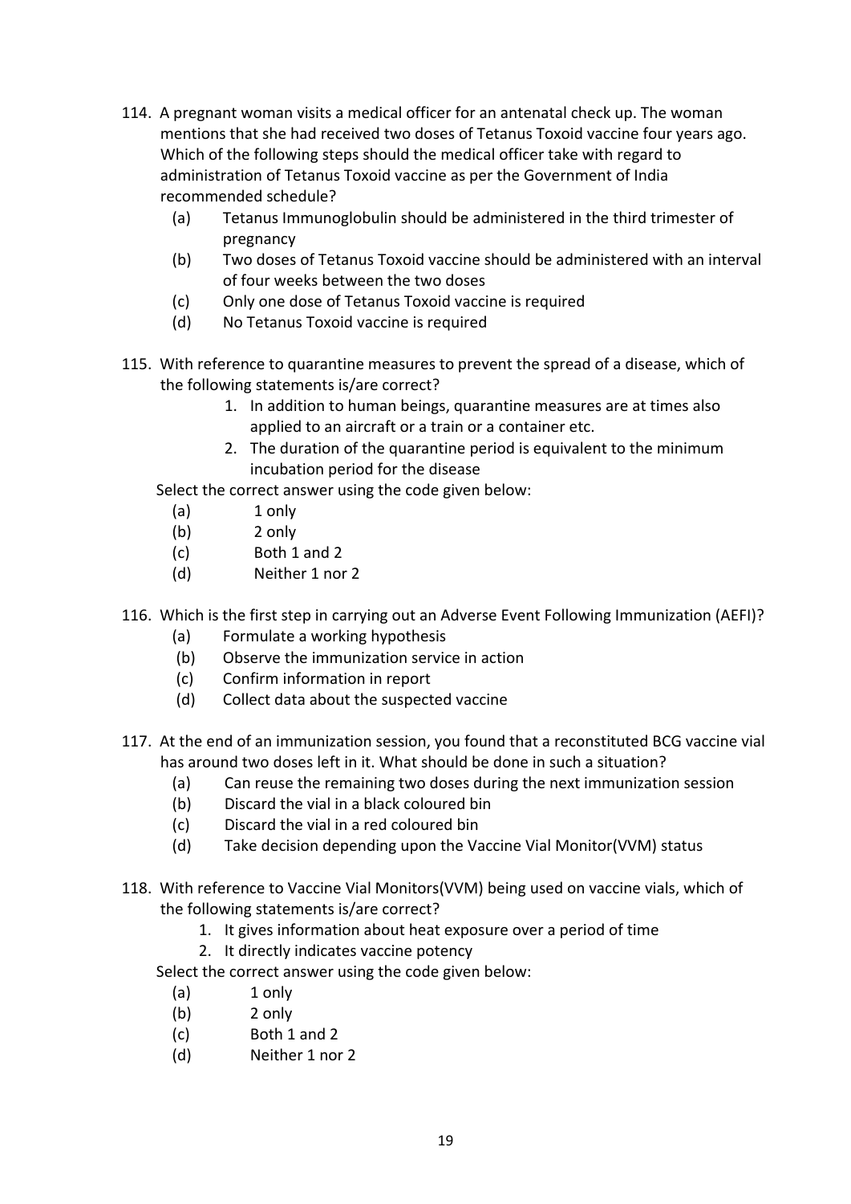114. A pregnant woman visits a medical officer for an antenatal check up. The woman mentions that she had received two doses of Tetanus Toxoid vaccine four years ago. Which of the following steps should the medical officer take with regard to administration of Tetanus Toxoid vaccine as per the Government of India recommended schedule?

    (a) Tetanus Immunoglobulin should be administered in the third trimester of pregnancy
    (b) Two doses of Tetanus Toxoid vaccine should be administered with an interval of four weeks between the two doses
    (c) Only one dose of Tetanus Toxoid vaccine is required
    (d) No Tetanus Toxoid vaccine is required

115. With reference to quarantine measures to prevent the spread of a disease, which of the following statements is/are correct?

    1. In addition to human beings, quarantine measures are at times also applied to an aircraft or a train or a container etc.
    2. The duration of the quarantine period is equivalent to the minimum incubation period for the disease

    Select the correct answer using the code given below:

    (a) 1 only
    (b) 2 only
    (c) Both 1 and 2
    (d) Neither 1 nor 2

116. Which is the first step in carrying out an Adverse Event Following Immunization (AEFI)?

    (a) Formulate a working hypothesis
    (b) Observe the immunization service in action
    (c) Confirm information in report
    (d) Collect data about the suspected vaccine

117. At the end of an immunization session, you found that a reconstituted BCG vaccine vial has around two doses left in it. What should be done in such a situation?

    (a) Can reuse the remaining two doses during the next immunization session
    (b) Discard the vial in a black coloured bin
    (c) Discard the vial in a red coloured bin
    (d) Take decision depending upon the Vaccine Vial Monitor(VVM) status

118. With reference to Vaccine Vial Monitors(VVM) being used on vaccine vials, which of the following statements is/are correct?

    1. It gives information about heat exposure over a period of time
    2. It directly indicates vaccine potency

    Select the correct answer using the code given below:

    (a) 1 only
    (b) 2 only
    (c) Both 1 and 2
    (d) Neither 1 nor 2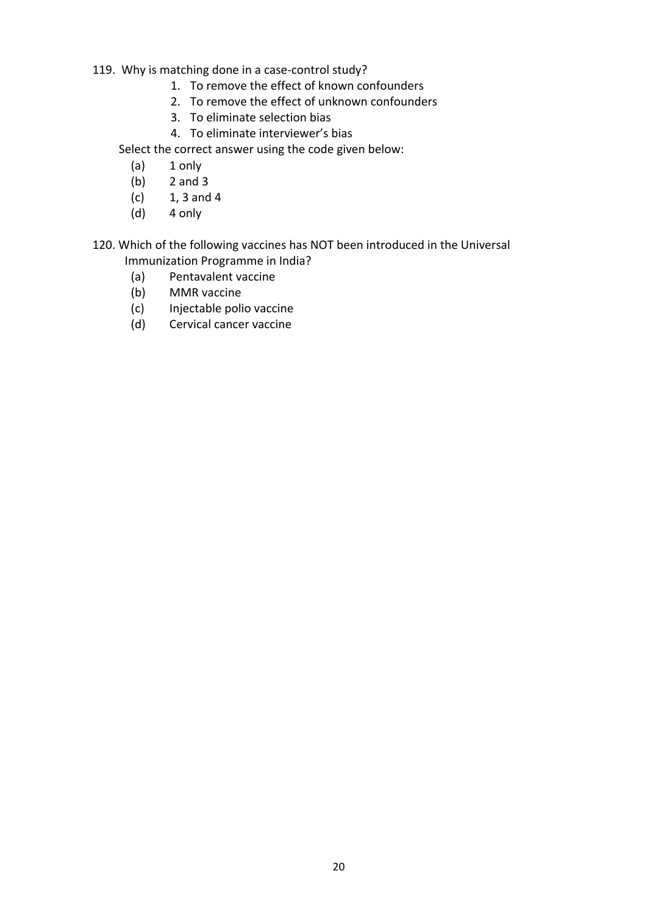119. Why is matching done in a case-control study?

1. To remove the effect of known confounders
2. To remove the effect of unknown confounders
3. To eliminate selection bias
4. To eliminate interviewer's bias

Select the correct answer using the code given below:

(a) 1 only
(b) 2 and 3
(c) 1, 3 and 4
(d) 4 only

120. Which of the following vaccines has NOT been introduced in the Universal Immunization Programme in India?

(a) Pentavalent vaccine
(b) MMR vaccine
(c) Injectable polio vaccine
(d) Cervical cancer vaccine